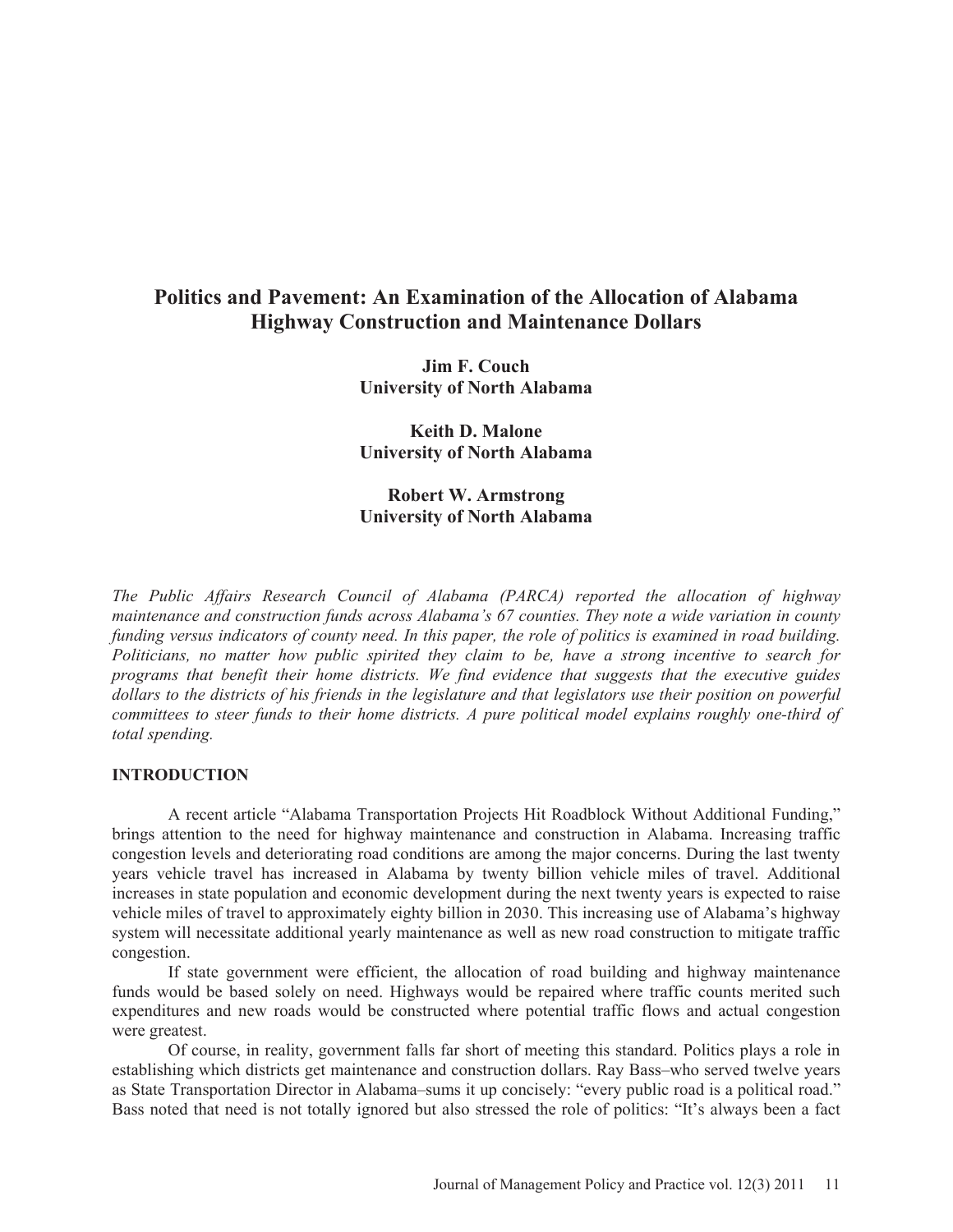# Politics and Pavement: An Examination of the Allocation of Alabama Highway Construction and Maintenance Dollars

**Jim F. Couch**
**University of North Alabama**

**Keith D. Malone**
**University of North Alabama**

**Robert W. Armstrong**
**University of North Alabama**

*The Public Affairs Research Council of Alabama (PARCA) reported the allocation of highway maintenance and construction funds across Alabama's 67 counties. They note a wide variation in county funding versus indicators of county need. In this paper, the role of politics is examined in road building. Politicians, no matter how public spirited they claim to be, have a strong incentive to search for programs that benefit their home districts. We find evidence that suggests that the executive guides dollars to the districts of his friends in the legislature and that legislators use their position on powerful committees to steer funds to their home districts. A pure political model explains roughly one-third of total spending.*

## INTRODUCTION

A recent article "Alabama Transportation Projects Hit Roadblock Without Additional Funding," brings attention to the need for highway maintenance and construction in Alabama. Increasing traffic congestion levels and deteriorating road conditions are among the major concerns. During the last twenty years vehicle travel has increased in Alabama by twenty billion vehicle miles of travel. Additional increases in state population and economic development during the next twenty years is expected to raise vehicle miles of travel to approximately eighty billion in 2030. This increasing use of Alabama's highway system will necessitate additional yearly maintenance as well as new road construction to mitigate traffic congestion.

If state government were efficient, the allocation of road building and highway maintenance funds would be based solely on need. Highways would be repaired where traffic counts merited such expenditures and new roads would be constructed where potential traffic flows and actual congestion were greatest.

Of course, in reality, government falls far short of meeting this standard. Politics plays a role in establishing which districts get maintenance and construction dollars. Ray Bass–who served twelve years as State Transportation Director in Alabama–sums it up concisely: "every public road is a political road." Bass noted that need is not totally ignored but also stressed the role of politics: "It's always been a fact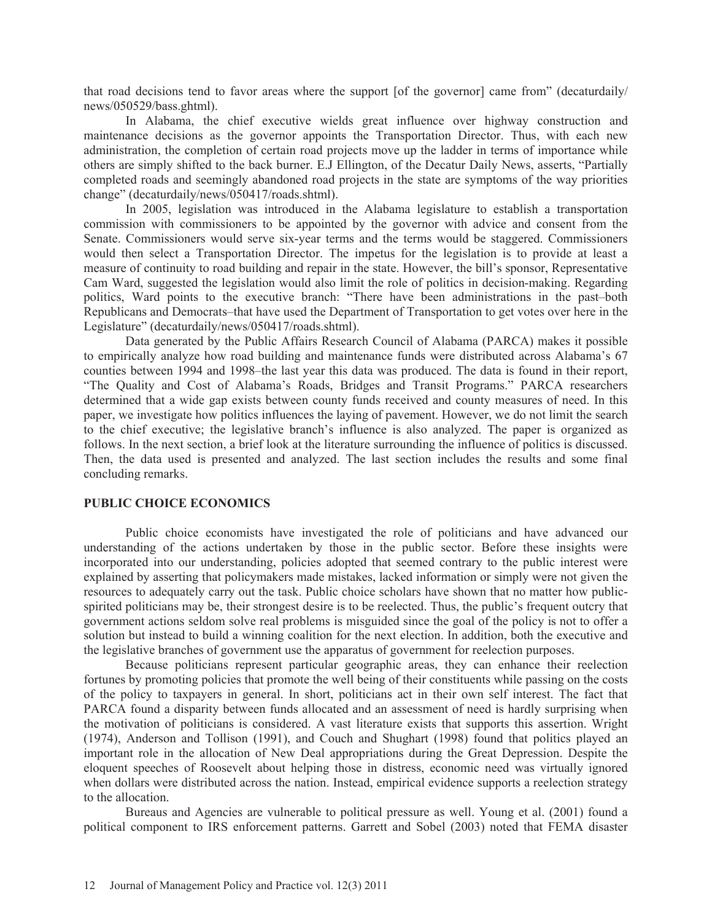that road decisions tend to favor areas where the support [of the governor] came from" (decaturdaily/news/050529/bass.ghtml).

In Alabama, the chief executive wields great influence over highway construction and maintenance decisions as the governor appoints the Transportation Director. Thus, with each new administration, the completion of certain road projects move up the ladder in terms of importance while others are simply shifted to the back burner. E.J Ellington, of the Decatur Daily News, asserts, "Partially completed roads and seemingly abandoned road projects in the state are symptoms of the way priorities change" (decaturdaily/news/050417/roads.shtml).

In 2005, legislation was introduced in the Alabama legislature to establish a transportation commission with commissioners to be appointed by the governor with advice and consent from the Senate. Commissioners would serve six-year terms and the terms would be staggered. Commissioners would then select a Transportation Director. The impetus for the legislation is to provide at least a measure of continuity to road building and repair in the state. However, the bill's sponsor, Representative Cam Ward, suggested the legislation would also limit the role of politics in decision-making. Regarding politics, Ward points to the executive branch: "There have been administrations in the past–both Republicans and Democrats–that have used the Department of Transportation to get votes over here in the Legislature" (decaturdaily/news/050417/roads.shtml).

Data generated by the Public Affairs Research Council of Alabama (PARCA) makes it possible to empirically analyze how road building and maintenance funds were distributed across Alabama's 67 counties between 1994 and 1998–the last year this data was produced. The data is found in their report, "The Quality and Cost of Alabama's Roads, Bridges and Transit Programs." PARCA researchers determined that a wide gap exists between county funds received and county measures of need. In this paper, we investigate how politics influences the laying of pavement. However, we do not limit the search to the chief executive; the legislative branch's influence is also analyzed. The paper is organized as follows. In the next section, a brief look at the literature surrounding the influence of politics is discussed. Then, the data used is presented and analyzed. The last section includes the results and some final concluding remarks.

## PUBLIC CHOICE ECONOMICS

Public choice economists have investigated the role of politicians and have advanced our understanding of the actions undertaken by those in the public sector. Before these insights were incorporated into our understanding, policies adopted that seemed contrary to the public interest were explained by asserting that policymakers made mistakes, lacked information or simply were not given the resources to adequately carry out the task. Public choice scholars have shown that no matter how public-spirited politicians may be, their strongest desire is to be reelected. Thus, the public's frequent outcry that government actions seldom solve real problems is misguided since the goal of the policy is not to offer a solution but instead to build a winning coalition for the next election. In addition, both the executive and the legislative branches of government use the apparatus of government for reelection purposes.

Because politicians represent particular geographic areas, they can enhance their reelection fortunes by promoting policies that promote the well being of their constituents while passing on the costs of the policy to taxpayers in general. In short, politicians act in their own self interest. The fact that PARCA found a disparity between funds allocated and an assessment of need is hardly surprising when the motivation of politicians is considered. A vast literature exists that supports this assertion. Wright (1974), Anderson and Tollison (1991), and Couch and Shughart (1998) found that politics played an important role in the allocation of New Deal appropriations during the Great Depression. Despite the eloquent speeches of Roosevelt about helping those in distress, economic need was virtually ignored when dollars were distributed across the nation. Instead, empirical evidence supports a reelection strategy to the allocation.

Bureaus and Agencies are vulnerable to political pressure as well. Young et al. (2001) found a political component to IRS enforcement patterns. Garrett and Sobel (2003) noted that FEMA disaster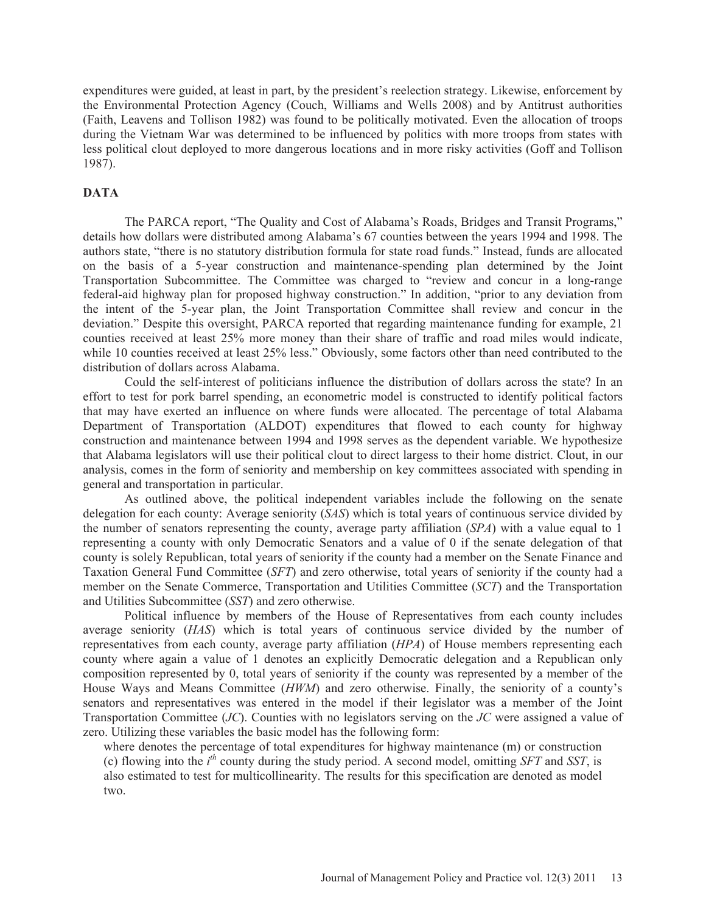expenditures were guided, at least in part, by the president's reelection strategy. Likewise, enforcement by the Environmental Protection Agency (Couch, Williams and Wells 2008) and by Antitrust authorities (Faith, Leavens and Tollison 1982) was found to be politically motivated. Even the allocation of troops during the Vietnam War was determined to be influenced by politics with more troops from states with less political clout deployed to more dangerous locations and in more risky activities (Goff and Tollison 1987).

## DATA

The PARCA report, "The Quality and Cost of Alabama's Roads, Bridges and Transit Programs," details how dollars were distributed among Alabama's 67 counties between the years 1994 and 1998. The authors state, "there is no statutory distribution formula for state road funds." Instead, funds are allocated on the basis of a 5-year construction and maintenance-spending plan determined by the Joint Transportation Subcommittee. The Committee was charged to "review and concur in a long-range federal-aid highway plan for proposed highway construction." In addition, "prior to any deviation from the intent of the 5-year plan, the Joint Transportation Committee shall review and concur in the deviation." Despite this oversight, PARCA reported that regarding maintenance funding for example, 21 counties received at least 25% more money than their share of traffic and road miles would indicate, while 10 counties received at least 25% less." Obviously, some factors other than need contributed to the distribution of dollars across Alabama.

Could the self-interest of politicians influence the distribution of dollars across the state? In an effort to test for pork barrel spending, an econometric model is constructed to identify political factors that may have exerted an influence on where funds were allocated. The percentage of total Alabama Department of Transportation (ALDOT) expenditures that flowed to each county for highway construction and maintenance between 1994 and 1998 serves as the dependent variable. We hypothesize that Alabama legislators will use their political clout to direct largess to their home district. Clout, in our analysis, comes in the form of seniority and membership on key committees associated with spending in general and transportation in particular.

As outlined above, the political independent variables include the following on the senate delegation for each county: Average seniority (*SAS*) which is total years of continuous service divided by the number of senators representing the county, average party affiliation (*SPA*) with a value equal to 1 representing a county with only Democratic Senators and a value of 0 if the senate delegation of that county is solely Republican, total years of seniority if the county had a member on the Senate Finance and Taxation General Fund Committee (*SFT*) and zero otherwise, total years of seniority if the county had a member on the Senate Commerce, Transportation and Utilities Committee (*SCT*) and the Transportation and Utilities Subcommittee (*SST*) and zero otherwise.

Political influence by members of the House of Representatives from each county includes average seniority (*HAS*) which is total years of continuous service divided by the number of representatives from each county, average party affiliation (*HPA*) of House members representing each county where again a value of 1 denotes an explicitly Democratic delegation and a Republican only composition represented by 0, total years of seniority if the county was represented by a member of the House Ways and Means Committee (*HWM*) and zero otherwise. Finally, the seniority of a county's senators and representatives was entered in the model if their legislator was a member of the Joint Transportation Committee (*JC*). Counties with no legislators serving on the *JC* were assigned a value of zero. Utilizing these variables the basic model has the following form:

where denotes the percentage of total expenditures for highway maintenance (m) or construction (c) flowing into the $i^{th}$ county during the study period. A second model, omitting *SFT* and *SST*, is also estimated to test for multicollinearity. The results for this specification are denoted as model two.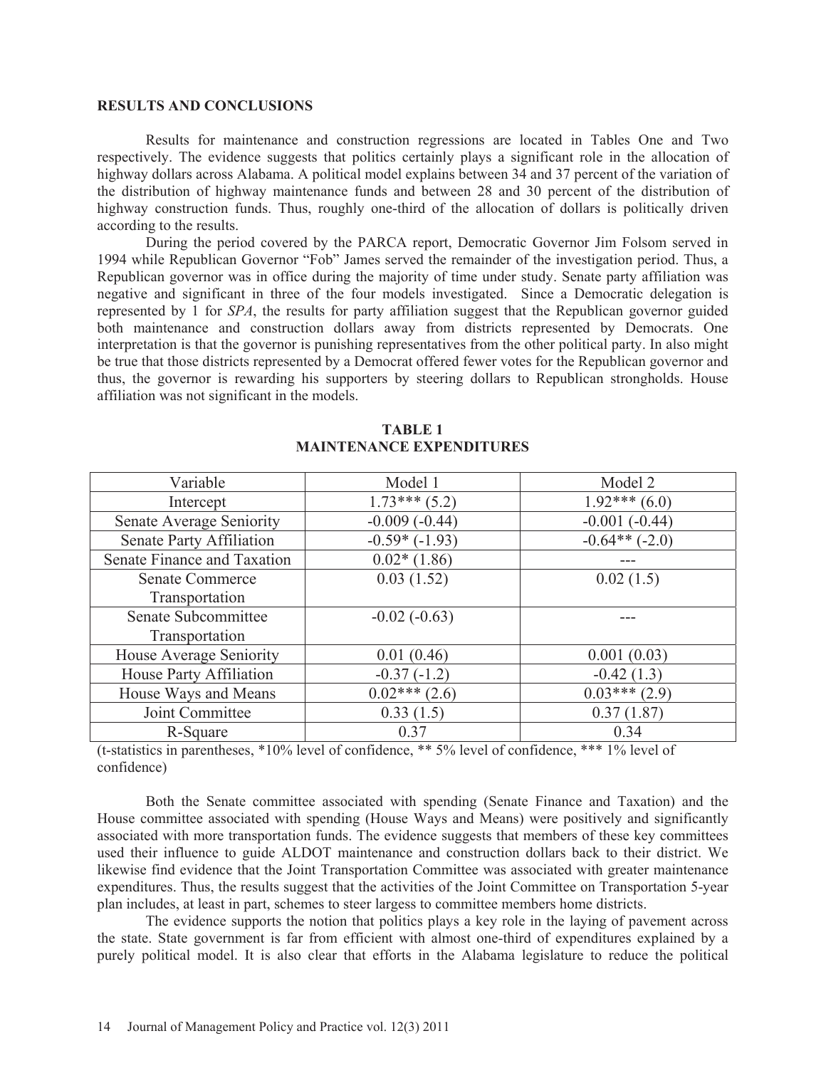## RESULTS AND CONCLUSIONS

Results for maintenance and construction regressions are located in Tables One and Two respectively. The evidence suggests that politics certainly plays a significant role in the allocation of highway dollars across Alabama. A political model explains between 34 and 37 percent of the variation of the distribution of highway maintenance funds and between 28 and 30 percent of the distribution of highway construction funds. Thus, roughly one-third of the allocation of dollars is politically driven according to the results.

During the period covered by the PARCA report, Democratic Governor Jim Folsom served in 1994 while Republican Governor "Fob" James served the remainder of the investigation period. Thus, a Republican governor was in office during the majority of time under study. Senate party affiliation was negative and significant in three of the four models investigated. Since a Democratic delegation is represented by 1 for *SPA*, the results for party affiliation suggest that the Republican governor guided both maintenance and construction dollars away from districts represented by Democrats. One interpretation is that the governor is punishing representatives from the other political party. In also might be true that those districts represented by a Democrat offered fewer votes for the Republican governor and thus, the governor is rewarding his supporters by steering dollars to Republican strongholds. House affiliation was not significant in the models.

**TABLE 1**
**MAINTENANCE EXPENDITURES**

| Variable | Model 1 | Model 2 |
|---|---|---|
| Intercept | 1.73*** (5.2) | 1.92*** (6.0) |
| Senate Average Seniority | -0.009 (-0.44) | -0.001 (-0.44) |
| Senate Party Affiliation | -0.59* (-1.93) | -0.64** (-2.0) |
| Senate Finance and Taxation | 0.02* (1.86) | --- |
| Senate Commerce Transportation | 0.03 (1.52) | 0.02 (1.5) |
| Senate Subcommittee Transportation | -0.02 (-0.63) | --- |
| House Average Seniority | 0.01 (0.46) | 0.001 (0.03) |
| House Party Affiliation | -0.37 (-1.2) | -0.42 (1.3) |
| House Ways and Means | 0.02*** (2.6) | 0.03*** (2.9) |
| Joint Committee | 0.33 (1.5) | 0.37 (1.87) |
| R-Square | 0.37 | 0.34 |

(t-statistics in parentheses, *10% level of confidence, ** 5% level of confidence, *** 1% level of confidence)

Both the Senate committee associated with spending (Senate Finance and Taxation) and the House committee associated with spending (House Ways and Means) were positively and significantly associated with more transportation funds. The evidence suggests that members of these key committees used their influence to guide ALDOT maintenance and construction dollars back to their district. We likewise find evidence that the Joint Transportation Committee was associated with greater maintenance expenditures. Thus, the results suggest that the activities of the Joint Committee on Transportation 5-year plan includes, at least in part, schemes to steer largess to committee members home districts.

The evidence supports the notion that politics plays a key role in the laying of pavement across the state. State government is far from efficient with almost one-third of expenditures explained by a purely political model. It is also clear that efforts in the Alabama legislature to reduce the political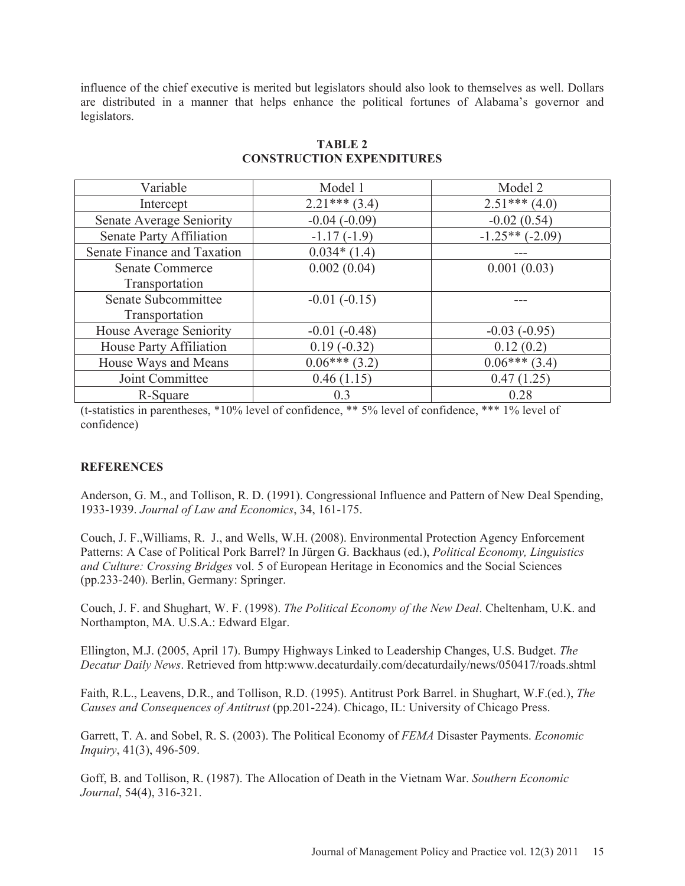influence of the chief executive is merited but legislators should also look to themselves as well. Dollars are distributed in a manner that helps enhance the political fortunes of Alabama's governor and legislators.

**TABLE 2**
**CONSTRUCTION EXPENDITURES**

| Variable | Model 1 | Model 2 |
|---|---|---|
| Intercept | 2.21*** (3.4) | 2.51*** (4.0) |
| Senate Average Seniority | -0.04 (-0.09) | -0.02 (0.54) |
| Senate Party Affiliation | -1.17 (-1.9) | -1.25** (-2.09) |
| Senate Finance and Taxation | 0.034* (1.4) | --- |
| Senate Commerce Transportation | 0.002 (0.04) | 0.001 (0.03) |
| Senate Subcommittee Transportation | -0.01 (-0.15) | --- |
| House Average Seniority | -0.01 (-0.48) | -0.03 (-0.95) |
| House Party Affiliation | 0.19 (-0.32) | 0.12 (0.2) |
| House Ways and Means | 0.06*** (3.2) | 0.06*** (3.4) |
| Joint Committee | 0.46 (1.15) | 0.47 (1.25) |
| R-Square | 0.3 | 0.28 |

(t-statistics in parentheses, *10% level of confidence, ** 5% level of confidence, *** 1% level of confidence)

### REFERENCES

Anderson, G. M., and Tollison, R. D. (1991). Congressional Influence and Pattern of New Deal Spending, 1933-1939. *Journal of Law and Economics*, 34, 161-175.

Couch, J. F.,Williams, R. J., and Wells, W.H. (2008). Environmental Protection Agency Enforcement Patterns: A Case of Political Pork Barrel? In Jürgen G. Backhaus (ed.), *Political Economy, Linguistics and Culture: Crossing Bridges* vol. 5 of European Heritage in Economics and the Social Sciences (pp.233-240). Berlin, Germany: Springer.

Couch, J. F. and Shughart, W. F. (1998). *The Political Economy of the New Deal*. Cheltenham, U.K. and Northampton, MA. U.S.A.: Edward Elgar.

Ellington, M.J. (2005, April 17). Bumpy Highways Linked to Leadership Changes, U.S. Budget. *The Decatur Daily News*. Retrieved from http:www.decaturdaily.com/decaturdaily/news/050417/roads.shtml

Faith, R.L., Leavens, D.R., and Tollison, R.D. (1995). Antitrust Pork Barrel. in Shughart, W.F.(ed.), *The Causes and Consequences of Antitrust* (pp.201-224). Chicago, IL: University of Chicago Press.

Garrett, T. A. and Sobel, R. S. (2003). The Political Economy of *FEMA* Disaster Payments. *Economic Inquiry*, 41(3), 496-509.

Goff, B. and Tollison, R. (1987). The Allocation of Death in the Vietnam War. *Southern Economic Journal*, 54(4), 316-321.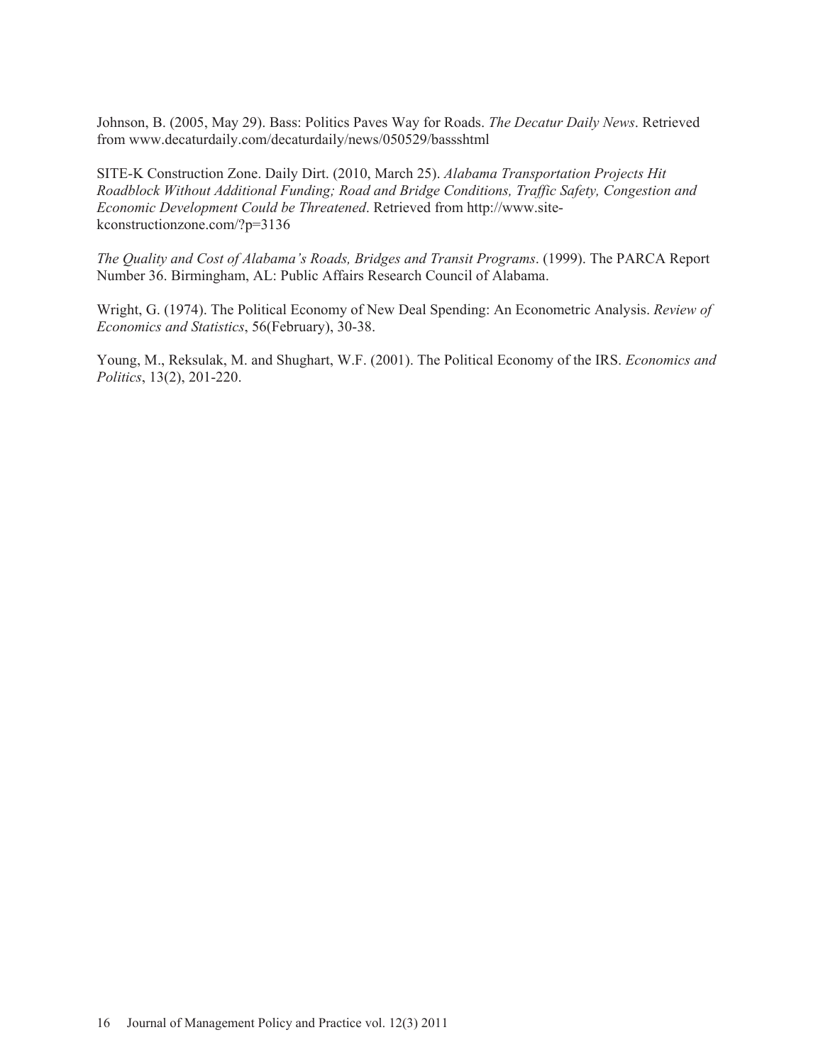Johnson, B. (2005, May 29). Bass: Politics Paves Way for Roads. *The Decatur Daily News*. Retrieved from www.decaturdaily.com/decaturdaily/news/050529/bassshtml

SITE-K Construction Zone. Daily Dirt. (2010, March 25). *Alabama Transportation Projects Hit Roadblock Without Additional Funding; Road and Bridge Conditions, Traffic Safety, Congestion and Economic Development Could be Threatened*. Retrieved from http://www.site-kconstructionzone.com/?p=3136

*The Quality and Cost of Alabama's Roads, Bridges and Transit Programs*. (1999). The PARCA Report Number 36. Birmingham, AL: Public Affairs Research Council of Alabama.

Wright, G. (1974). The Political Economy of New Deal Spending: An Econometric Analysis. *Review of Economics and Statistics*, 56(February), 30-38.

Young, M., Reksulak, M. and Shughart, W.F. (2001). The Political Economy of the IRS. *Economics and Politics*, 13(2), 201-220.